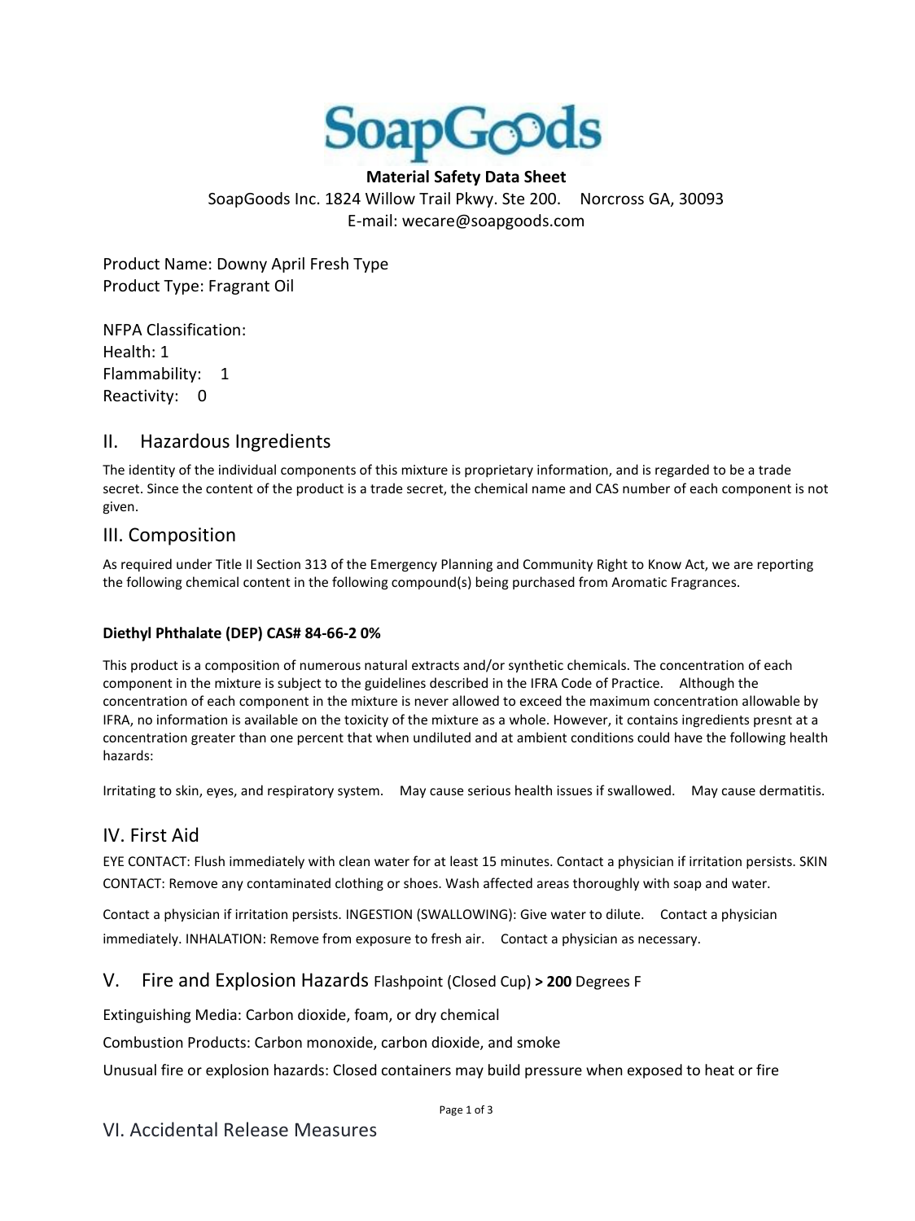# SoapGoods

**Material Safety Data Sheet**

SoapGoods Inc. 1824 Willow Trail Pkwy. Ste 200. Norcross GA, 30093

E-mail: wecare@soapgoods.com

Product Name: Downy April Fresh Type

Product Type: Fragrant Oil

NFPA Classification:

Health: 1

Flammability: 1

Reactivity: 0

## II. Hazardous Ingredients

The identity of the individual components of this mixture is proprietary information, and is regarded to be a trade secret. Since the content of the product is a trade secret, the chemical name and CAS number of each component is not given.

## III. Composition

As required under Title II Section 313 of the Emergency Planning and Community Right to Know Act, we are reporting the following chemical content in the following compound(s) being purchased from Aromatic Fragrances.

**Diethyl Phthalate (DEP) CAS# 84-66-2 0%**

This product is a composition of numerous natural extracts and/or synthetic chemicals. The concentration of each component in the mixture is subject to the guidelines described in the IFRA Code of Practice. Although the concentration of each component in the mixture is never allowed to exceed the maximum concentration allowable by IFRA, no information is available on the toxicity of the mixture as a whole. However, it contains ingredients presnt at a concentration greater than one percent that when undiluted and at ambient conditions could have the following health hazards:

Irritating to skin, eyes, and respiratory system. May cause serious health issues if swallowed. May cause dermatitis.

## IV. First Aid

EYE CONTACT: Flush immediately with clean water for at least 15 minutes. Contact a physician if irritation persists. SKIN CONTACT: Remove any contaminated clothing or shoes. Wash affected areas thoroughly with soap and water.

Contact a physician if irritation persists. INGESTION (SWALLOWING): Give water to dilute. Contact a physician immediately. INHALATION: Remove from exposure to fresh air. Contact a physician as necessary.

## V. Fire and Explosion Hazards

Flashpoint (Closed Cup) **> 200** Degrees F

Extinguishing Media: Carbon dioxide, foam, or dry chemical

Combustion Products: Carbon monoxide, carbon dioxide, and smoke

Unusual fire or explosion hazards: Closed containers may build pressure when exposed to heat or fire

## VI. Accidental Release Measures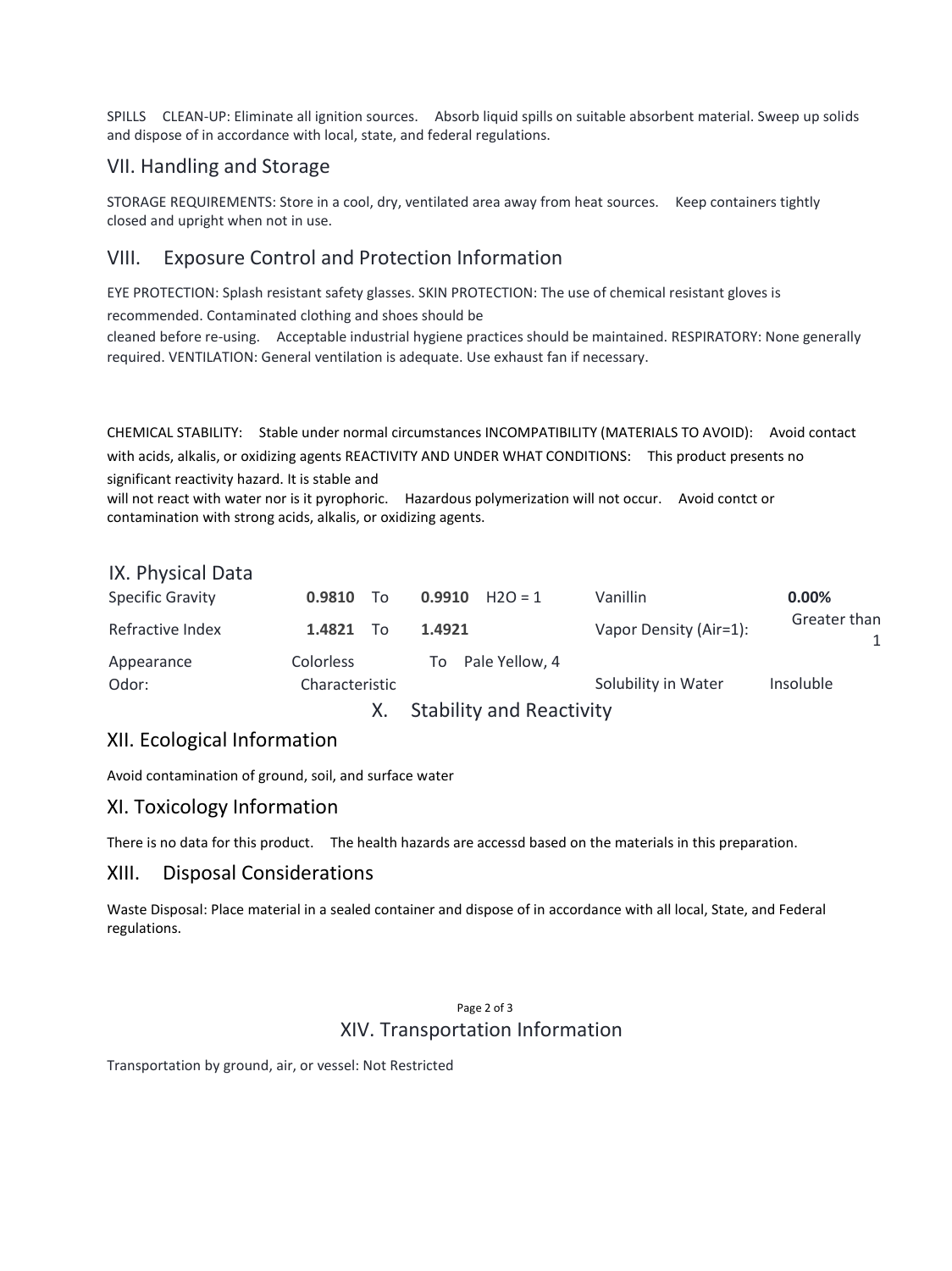SPILLS CLEAN-UP: Eliminate all ignition sources. Absorb liquid spills on suitable absorbent material. Sweep up solids and dispose of in accordance with local, state, and federal regulations.

## VII. Handling and Storage

STORAGE REQUIREMENTS: Store in a cool, dry, ventilated area away from heat sources. Keep containers tightly closed and upright when not in use.

## VIII. Exposure Control and Protection Information

EYE PROTECTION: Splash resistant safety glasses. SKIN PROTECTION: The use of chemical resistant gloves is recommended. Contaminated clothing and shoes should be cleaned before re-using. Acceptable industrial hygiene practices should be maintained. RESPIRATORY: None generally required. VENTILATION: General ventilation is adequate. Use exhaust fan if necessary.

CHEMICAL STABILITY: Stable under normal circumstances INCOMPATIBILITY (MATERIALS TO AVOID): Avoid contact with acids, alkalis, or oxidizing agents REACTIVITY AND UNDER WHAT CONDITIONS: This product presents no significant reactivity hazard. It is stable and will not react with water nor is it pyrophoric. Hazardous polymerization will not occur. Avoid contct or contamination with strong acids, alkalis, or oxidizing agents.

## IX. Physical Data

| | | | | | |
|---|---|---|---|---|---|
| Specific Gravity | **0.9810** To | **0.9910** | $H_2O = 1$ | Vanillin | **0.00%** |
| Refractive Index | **1.4821** To | **1.4921** | | Vapor Density (Air=1): | Greater than 1 |
| Appearance | Colorless | To | Pale Yellow, 4 | | |
| Odor: | Characteristic | | | Solubility in Water | Insoluble |

## X. Stability and Reactivity

## XII. Ecological Information

Avoid contamination of ground, soil, and surface water

## XI. Toxicology Information

There is no data for this product. The health hazards are accessd based on the materials in this preparation.

## XIII. Disposal Considerations

Waste Disposal: Place material in a sealed container and dispose of in accordance with all local, State, and Federal regulations.

## XIV. Transportation Information

Transportation by ground, air, or vessel: Not Restricted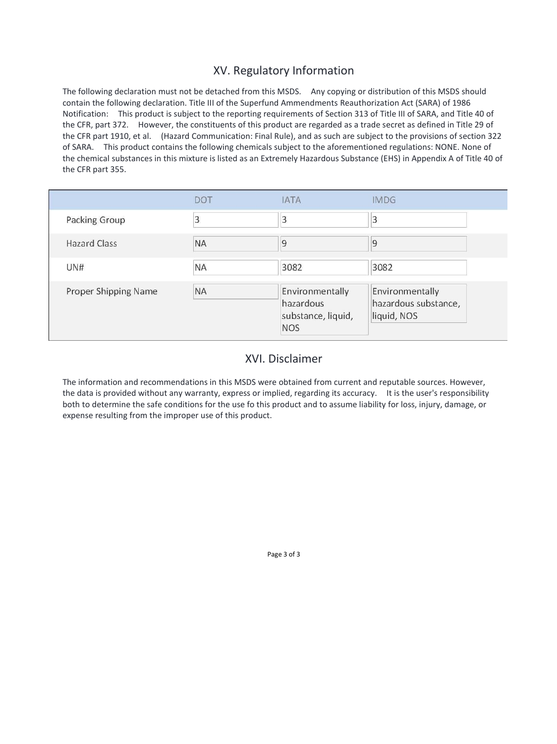## XV. Regulatory Information

The following declaration must not be detached from this MSDS. Any copying or distribution of this MSDS should contain the following declaration. Title III of the Superfund Ammendments Reauthorization Act (SARA) of 1986 Notification: This product is subject to the reporting requirements of Section 313 of Title III of SARA, and Title 40 of the CFR, part 372. However, the constituents of this product are regarded as a trade secret as defined in Title 29 of the CFR part 1910, et al. (Hazard Communication: Final Rule), and as such are subject to the provisions of section 322 of SARA. This product contains the following chemicals subject to the aforementioned regulations: NONE. None of the chemical substances in this mixture is listed as an Extremely Hazardous Substance (EHS) in Appendix A of Title 40 of the CFR part 355.

| | DOT | IATA | IMDG |
|---|---|---|---|
| Packing Group | 3 | 3 | 3 |
| Hazard Class | NA | 9 | 9 |
| UN# | NA | 3082 | 3082 |
| Proper Shipping Name | NA | Environmentally hazardous substance, liquid, NOS | Environmentally hazardous substance, liquid, NOS |

## XVI. Disclaimer

The information and recommendations in this MSDS were obtained from current and reputable sources. However, the data is provided without any warranty, express or implied, regarding its accuracy. It is the user's responsibility both to determine the safe conditions for the use fo this product and to assume liability for loss, injury, damage, or expense resulting from the improper use of this product.